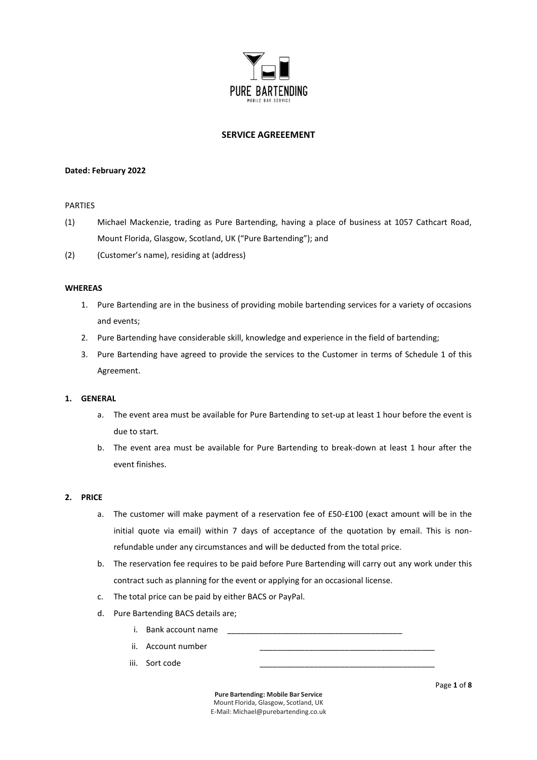PURE BARTENDING

MOBILE BAR SERVICE

## SERVICE AGREEEMENT

**Dated: February 2022**

PARTIES

(1) Michael Mackenzie, trading as Pure Bartending, having a place of business at 1057 Cathcart Road, Mount Florida, Glasgow, Scotland, UK ("Pure Bartending"); and

(2) (Customer's name), residing at (address)

**WHEREAS**

1. Pure Bartending are in the business of providing mobile bartending services for a variety of occasions and events;
2. Pure Bartending have considerable skill, knowledge and experience in the field of bartending;
3. Pure Bartending have agreed to provide the services to the Customer in terms of Schedule 1 of this Agreement.

### 1. GENERAL

a. The event area must be available for Pure Bartending to set-up at least 1 hour before the event is due to start.

b. The event area must be available for Pure Bartending to break-down at least 1 hour after the event finishes.

### 2. PRICE

a. The customer will make payment of a reservation fee of £50-£100 (exact amount will be in the initial quote via email) within 7 days of acceptance of the quotation by email. This is non-refundable under any circumstances and will be deducted from the total price.

b. The reservation fee requires to be paid before Pure Bartending will carry out any work under this contract such as planning for the event or applying for an occasional license.

c. The total price can be paid by either BACS or PayPal.

d. Pure Bartending BACS details are;

   i. Bank account name \_\_\_\_\_\_\_\_\_\_\_\_\_\_\_\_\_\_\_\_\_\_\_\_\_\_\_\_\_\_\_\_\_\_\_\_\_\_\_\_

   ii. Account number \_\_\_\_\_\_\_\_\_\_\_\_\_\_\_\_\_\_\_\_\_\_\_\_\_\_\_\_\_\_\_\_\_\_\_\_\_\_\_\_

   iii. Sort code \_\_\_\_\_\_\_\_\_\_\_\_\_\_\_\_\_\_\_\_\_\_\_\_\_\_\_\_\_\_\_\_\_\_\_\_\_\_\_\_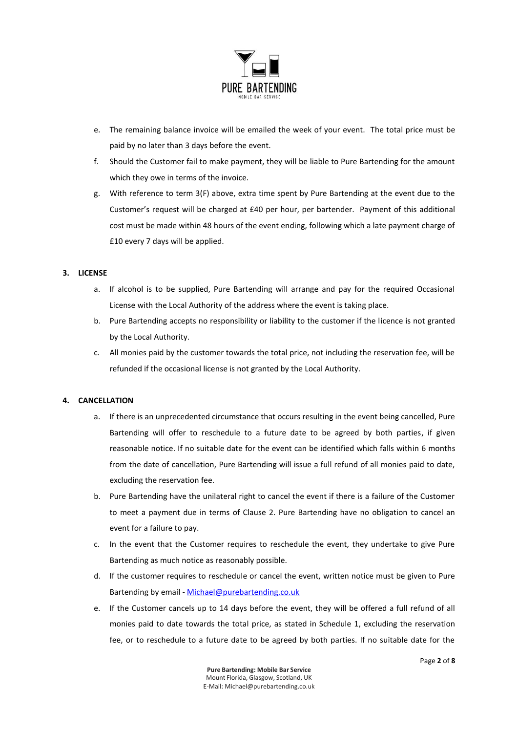e. The remaining balance invoice will be emailed the week of your event. The total price must be paid by no later than 3 days before the event.

f. Should the Customer fail to make payment, they will be liable to Pure Bartending for the amount which they owe in terms of the invoice.

g. With reference to term 3(F) above, extra time spent by Pure Bartending at the event due to the Customer's request will be charged at £40 per hour, per bartender. Payment of this additional cost must be made within 48 hours of the event ending, following which a late payment charge of £10 every 7 days will be applied.

**3. LICENSE**

a. If alcohol is to be supplied, Pure Bartending will arrange and pay for the required Occasional License with the Local Authority of the address where the event is taking place.

b. Pure Bartending accepts no responsibility or liability to the customer if the licence is not granted by the Local Authority.

c. All monies paid by the customer towards the total price, not including the reservation fee, will be refunded if the occasional license is not granted by the Local Authority.

**4. CANCELLATION**

a. If there is an unprecedented circumstance that occurs resulting in the event being cancelled, Pure Bartending will offer to reschedule to a future date to be agreed by both parties, if given reasonable notice. If no suitable date for the event can be identified which falls within 6 months from the date of cancellation, Pure Bartending will issue a full refund of all monies paid to date, excluding the reservation fee.

b. Pure Bartending have the unilateral right to cancel the event if there is a failure of the Customer to meet a payment due in terms of Clause 2. Pure Bartending have no obligation to cancel an event for a failure to pay.

c. In the event that the Customer requires to reschedule the event, they undertake to give Pure Bartending as much notice as reasonably possible.

d. If the customer requires to reschedule or cancel the event, written notice must be given to Pure Bartending by email - Michael@purebartending.co.uk

e. If the Customer cancels up to 14 days before the event, they will be offered a full refund of all monies paid to date towards the total price, as stated in Schedule 1, excluding the reservation fee, or to reschedule to a future date to be agreed by both parties. If no suitable date for the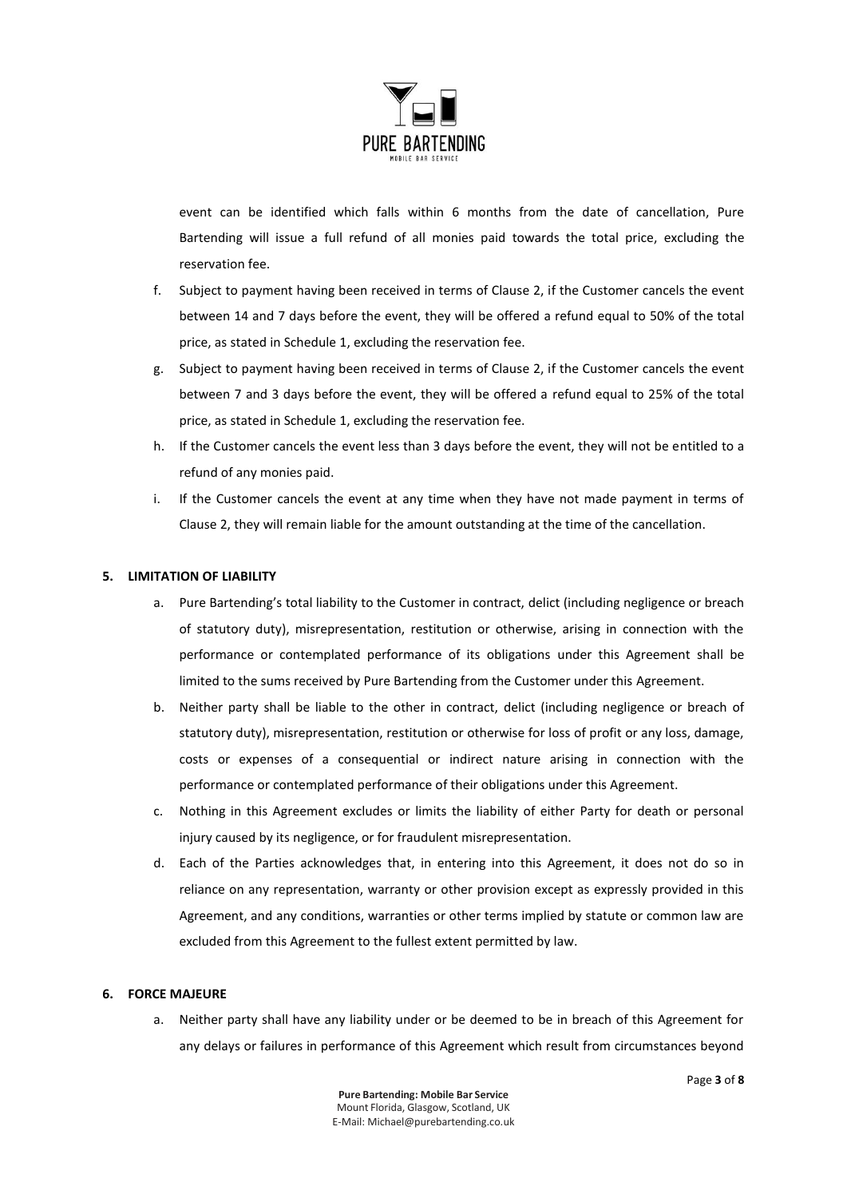event can be identified which falls within 6 months from the date of cancellation, Pure Bartending will issue a full refund of all monies paid towards the total price, excluding the reservation fee.

f. Subject to payment having been received in terms of Clause 2, if the Customer cancels the event between 14 and 7 days before the event, they will be offered a refund equal to 50% of the total price, as stated in Schedule 1, excluding the reservation fee.

g. Subject to payment having been received in terms of Clause 2, if the Customer cancels the event between 7 and 3 days before the event, they will be offered a refund equal to 25% of the total price, as stated in Schedule 1, excluding the reservation fee.

h. If the Customer cancels the event less than 3 days before the event, they will not be entitled to a refund of any monies paid.

i. If the Customer cancels the event at any time when they have not made payment in terms of Clause 2, they will remain liable for the amount outstanding at the time of the cancellation.

## 5. LIMITATION OF LIABILITY

a. Pure Bartending's total liability to the Customer in contract, delict (including negligence or breach of statutory duty), misrepresentation, restitution or otherwise, arising in connection with the performance or contemplated performance of its obligations under this Agreement shall be limited to the sums received by Pure Bartending from the Customer under this Agreement.

b. Neither party shall be liable to the other in contract, delict (including negligence or breach of statutory duty), misrepresentation, restitution or otherwise for loss of profit or any loss, damage, costs or expenses of a consequential or indirect nature arising in connection with the performance or contemplated performance of their obligations under this Agreement.

c. Nothing in this Agreement excludes or limits the liability of either Party for death or personal injury caused by its negligence, or for fraudulent misrepresentation.

d. Each of the Parties acknowledges that, in entering into this Agreement, it does not do so in reliance on any representation, warranty or other provision except as expressly provided in this Agreement, and any conditions, warranties or other terms implied by statute or common law are excluded from this Agreement to the fullest extent permitted by law.

## 6. FORCE MAJEURE

a. Neither party shall have any liability under or be deemed to be in breach of this Agreement for any delays or failures in performance of this Agreement which result from circumstances beyond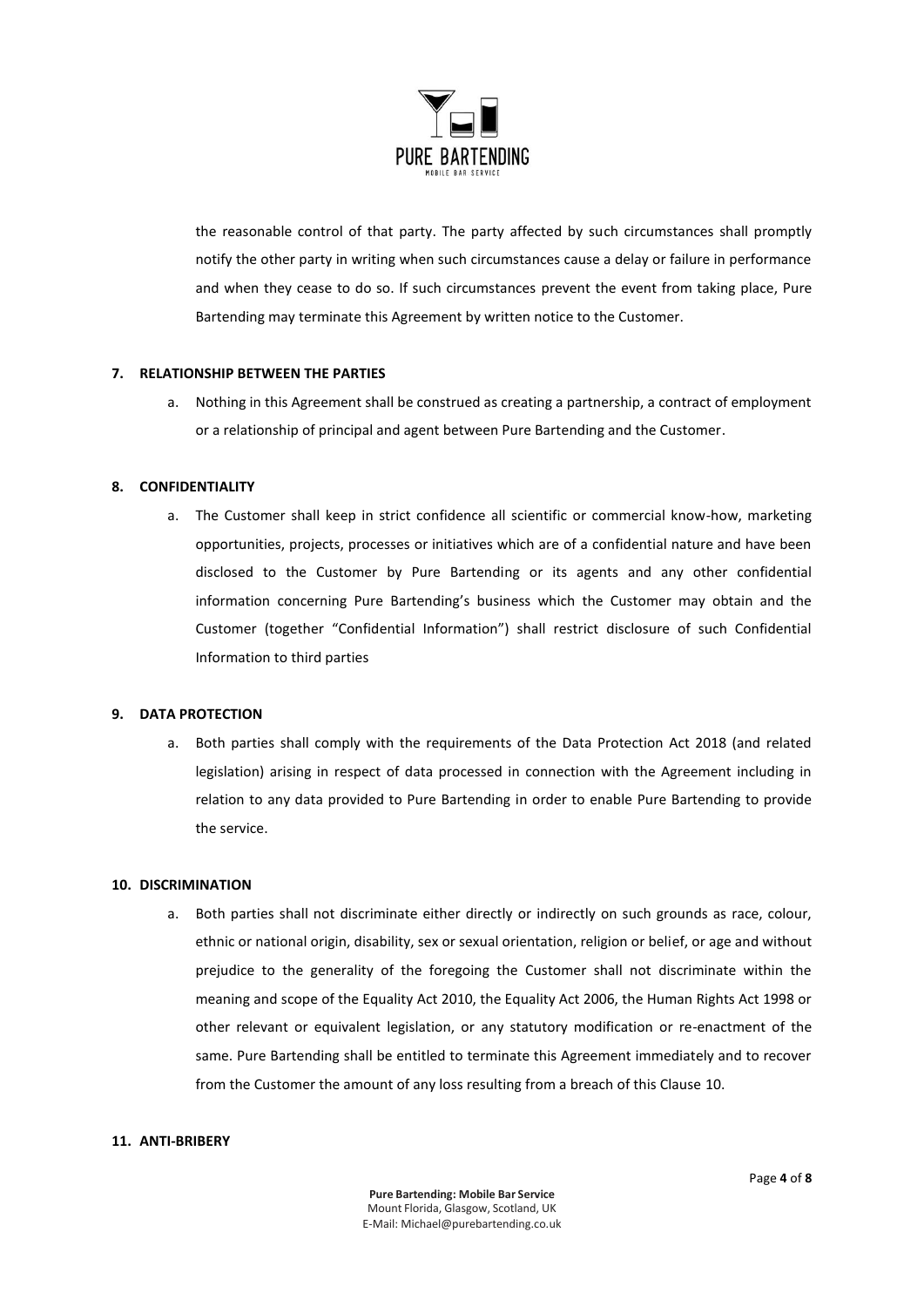the reasonable control of that party. The party affected by such circumstances shall promptly notify the other party in writing when such circumstances cause a delay or failure in performance and when they cease to do so. If such circumstances prevent the event from taking place, Pure Bartending may terminate this Agreement by written notice to the Customer.

## 7. RELATIONSHIP BETWEEN THE PARTIES

a. Nothing in this Agreement shall be construed as creating a partnership, a contract of employment or a relationship of principal and agent between Pure Bartending and the Customer.

## 8. CONFIDENTIALITY

a. The Customer shall keep in strict confidence all scientific or commercial know-how, marketing opportunities, projects, processes or initiatives which are of a confidential nature and have been disclosed to the Customer by Pure Bartending or its agents and any other confidential information concerning Pure Bartending's business which the Customer may obtain and the Customer (together "Confidential Information") shall restrict disclosure of such Confidential Information to third parties

## 9. DATA PROTECTION

a. Both parties shall comply with the requirements of the Data Protection Act 2018 (and related legislation) arising in respect of data processed in connection with the Agreement including in relation to any data provided to Pure Bartending in order to enable Pure Bartending to provide the service.

## 10. DISCRIMINATION

a. Both parties shall not discriminate either directly or indirectly on such grounds as race, colour, ethnic or national origin, disability, sex or sexual orientation, religion or belief, or age and without prejudice to the generality of the foregoing the Customer shall not discriminate within the meaning and scope of the Equality Act 2010, the Equality Act 2006, the Human Rights Act 1998 or other relevant or equivalent legislation, or any statutory modification or re-enactment of the same. Pure Bartending shall be entitled to terminate this Agreement immediately and to recover from the Customer the amount of any loss resulting from a breach of this Clause 10.

## 11. ANTI-BRIBERY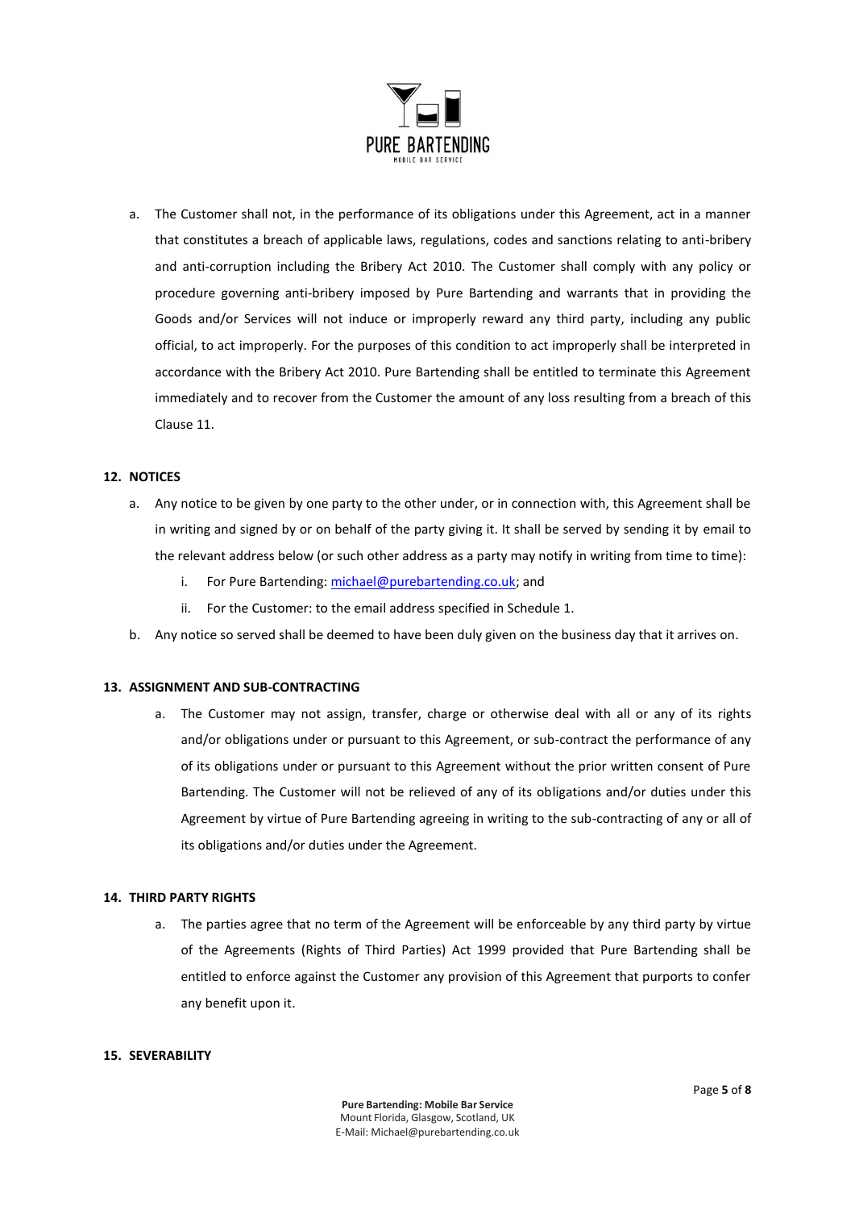a. The Customer shall not, in the performance of its obligations under this Agreement, act in a manner that constitutes a breach of applicable laws, regulations, codes and sanctions relating to anti-bribery and anti-corruption including the Bribery Act 2010. The Customer shall comply with any policy or procedure governing anti-bribery imposed by Pure Bartending and warrants that in providing the Goods and/or Services will not induce or improperly reward any third party, including any public official, to act improperly. For the purposes of this condition to act improperly shall be interpreted in accordance with the Bribery Act 2010. Pure Bartending shall be entitled to terminate this Agreement immediately and to recover from the Customer the amount of any loss resulting from a breach of this Clause 11.

## 12. NOTICES

a. Any notice to be given by one party to the other under, or in connection with, this Agreement shall be in writing and signed by or on behalf of the party giving it. It shall be served by sending it by email to the relevant address below (or such other address as a party may notify in writing from time to time):

   i. For Pure Bartending: michael@purebartending.co.uk; and

   ii. For the Customer: to the email address specified in Schedule 1.

b. Any notice so served shall be deemed to have been duly given on the business day that it arrives on.

## 13. ASSIGNMENT AND SUB-CONTRACTING

a. The Customer may not assign, transfer, charge or otherwise deal with all or any of its rights and/or obligations under or pursuant to this Agreement, or sub-contract the performance of any of its obligations under or pursuant to this Agreement without the prior written consent of Pure Bartending. The Customer will not be relieved of any of its obligations and/or duties under this Agreement by virtue of Pure Bartending agreeing in writing to the sub-contracting of any or all of its obligations and/or duties under the Agreement.

## 14. THIRD PARTY RIGHTS

a. The parties agree that no term of the Agreement will be enforceable by any third party by virtue of the Agreements (Rights of Third Parties) Act 1999 provided that Pure Bartending shall be entitled to enforce against the Customer any provision of this Agreement that purports to confer any benefit upon it.

## 15. SEVERABILITY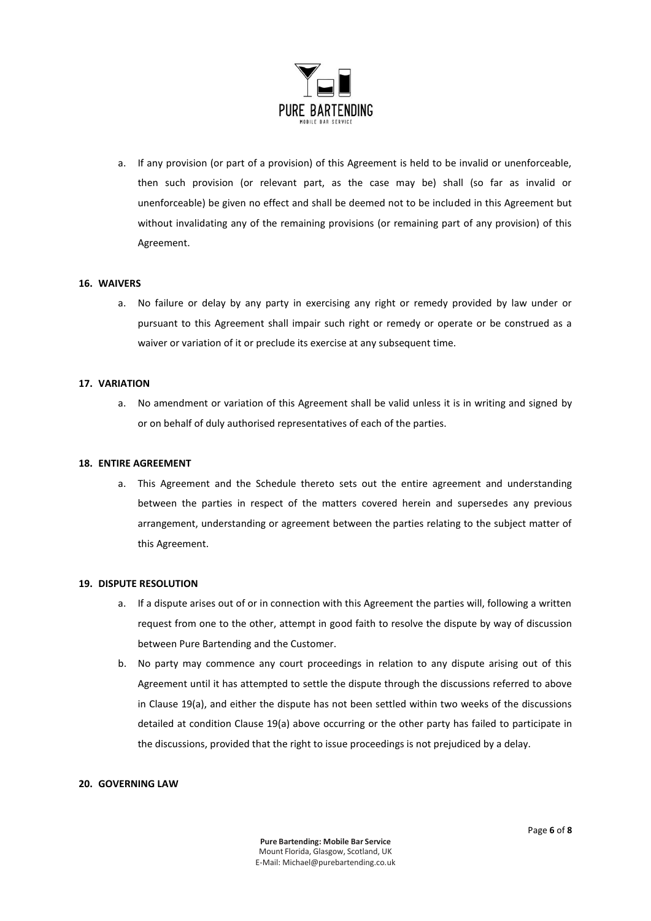a. If any provision (or part of a provision) of this Agreement is held to be invalid or unenforceable, then such provision (or relevant part, as the case may be) shall (so far as invalid or unenforceable) be given no effect and shall be deemed not to be included in this Agreement but without invalidating any of the remaining provisions (or remaining part of any provision) of this Agreement.

**16. WAIVERS**

a. No failure or delay by any party in exercising any right or remedy provided by law under or pursuant to this Agreement shall impair such right or remedy or operate or be construed as a waiver or variation of it or preclude its exercise at any subsequent time.

**17. VARIATION**

a. No amendment or variation of this Agreement shall be valid unless it is in writing and signed by or on behalf of duly authorised representatives of each of the parties.

**18. ENTIRE AGREEMENT**

a. This Agreement and the Schedule thereto sets out the entire agreement and understanding between the parties in respect of the matters covered herein and supersedes any previous arrangement, understanding or agreement between the parties relating to the subject matter of this Agreement.

**19. DISPUTE RESOLUTION**

a. If a dispute arises out of or in connection with this Agreement the parties will, following a written request from one to the other, attempt in good faith to resolve the dispute by way of discussion between Pure Bartending and the Customer.

b. No party may commence any court proceedings in relation to any dispute arising out of this Agreement until it has attempted to settle the dispute through the discussions referred to above in Clause 19(a), and either the dispute has not been settled within two weeks of the discussions detailed at condition Clause 19(a) above occurring or the other party has failed to participate in the discussions, provided that the right to issue proceedings is not prejudiced by a delay.

**20. GOVERNING LAW**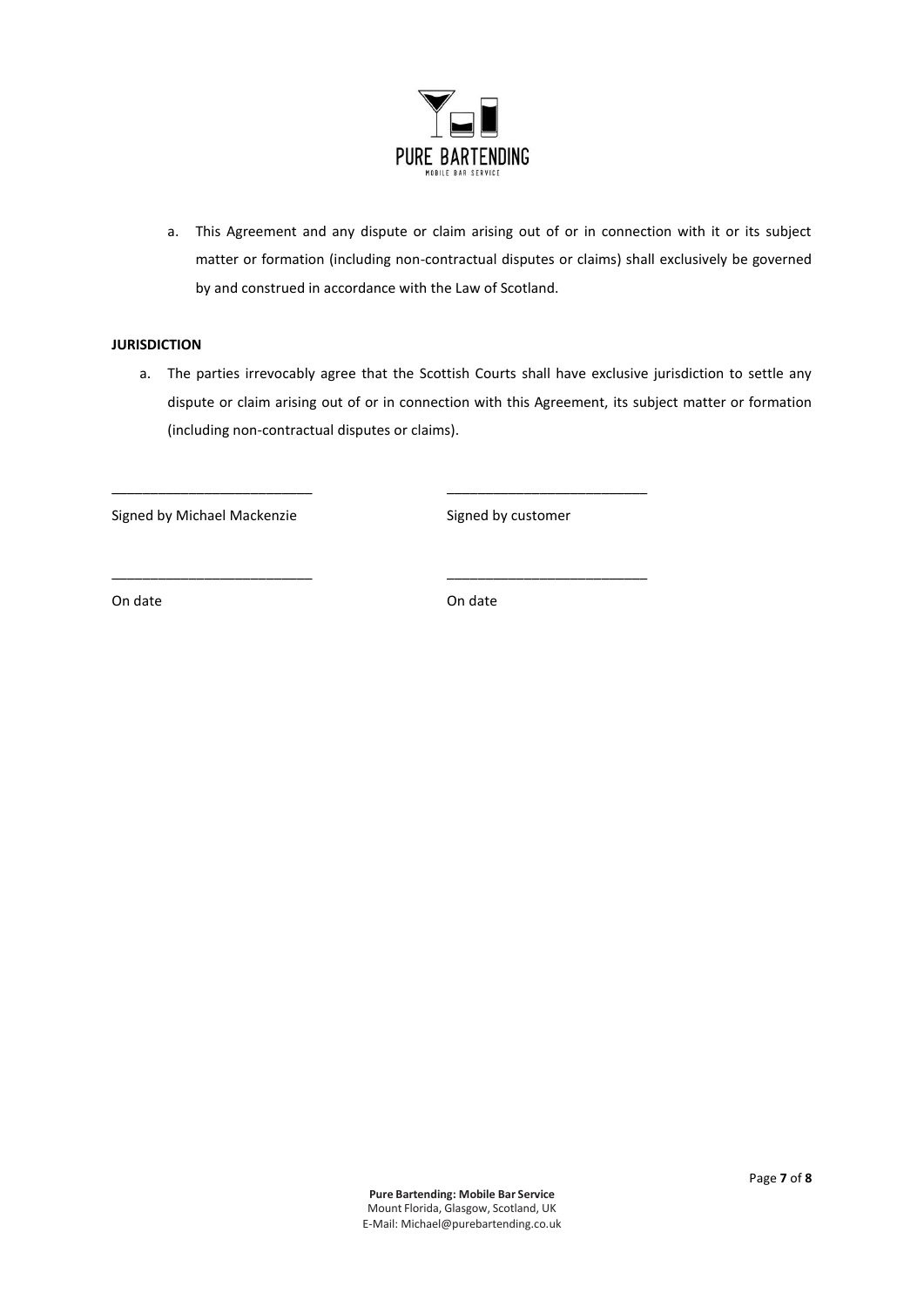a. This Agreement and any dispute or claim arising out of or in connection with it or its subject matter or formation (including non-contractual disputes or claims) shall exclusively be governed by and construed in accordance with the Law of Scotland.

**JURISDICTION**

a. The parties irrevocably agree that the Scottish Courts shall have exclusive jurisdiction to settle any dispute or claim arising out of or in connection with this Agreement, its subject matter or formation (including non-contractual disputes or claims).

| | |
|---|---|
| ___________________________ | ___________________________ |
| Signed by Michael Mackenzie | Signed by customer |
| ___________________________ | ___________________________ |
| On date | On date |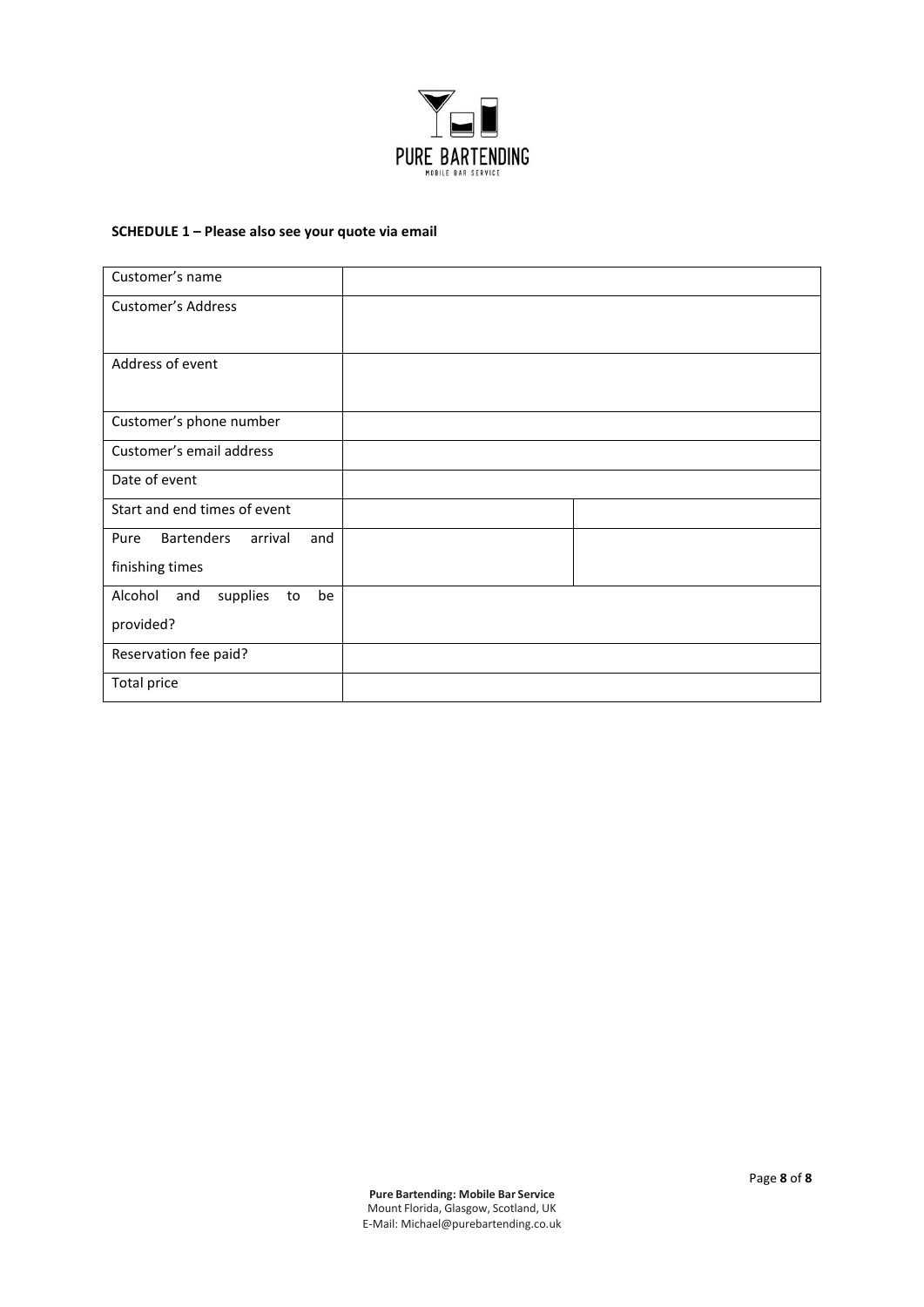**SCHEDULE 1 – Please also see your quote via email**

| | | |
|---|---|---|
| Customer's name | | |
| Customer's Address | | |
| Address of event | | |
| Customer's phone number | | |
| Customer's email address | | |
| Date of event | | |
| Start and end times of event | | |
| Pure Bartenders arrival and finishing times | | |
| Alcohol and supplies to be provided? | | |
| Reservation fee paid? | | |
| Total price | | |